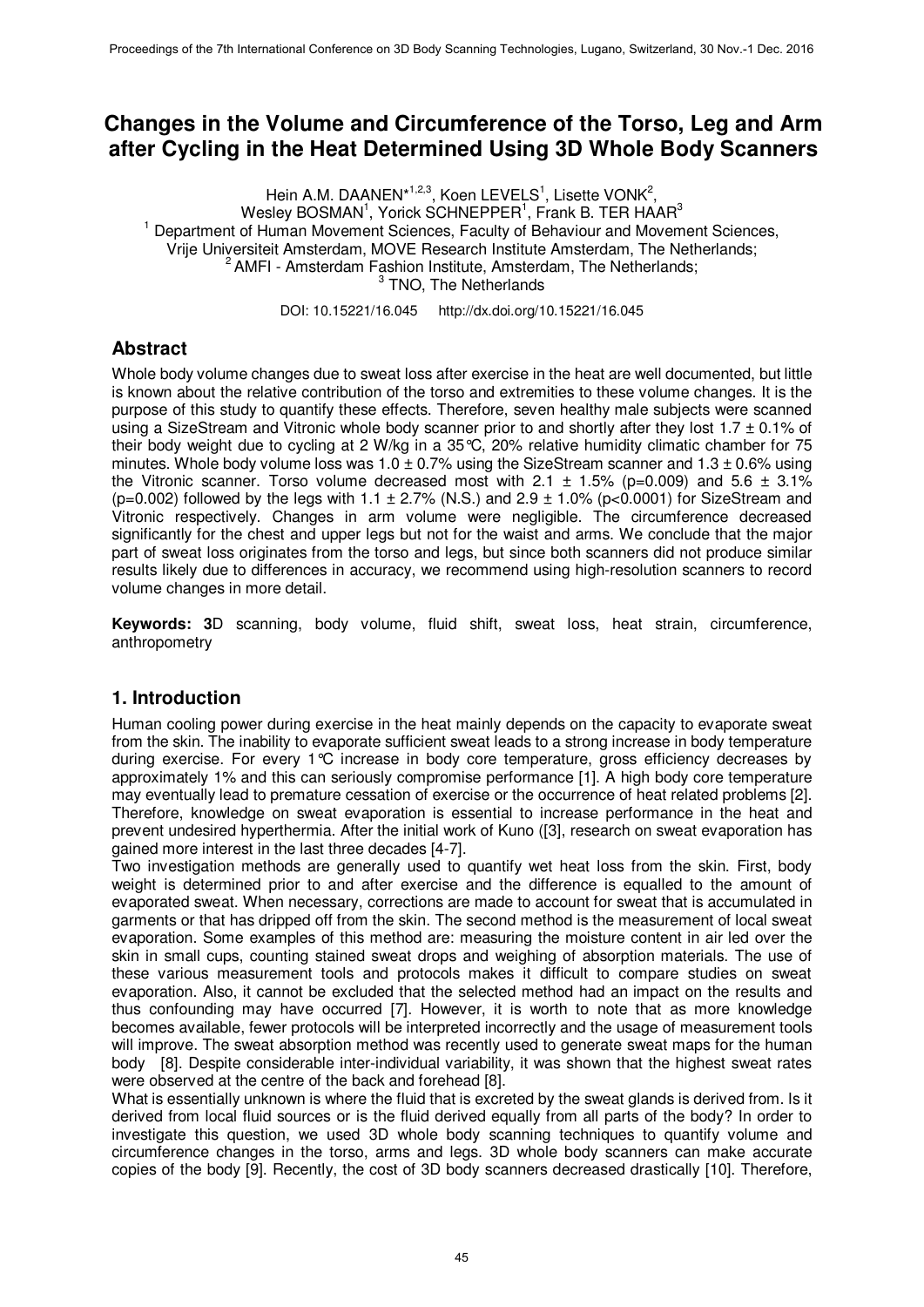# Changes in the Volume and Circumference of the Torso, Leg and Arm after Cycling in the Heat Determined Using 3D Whole Body Scanners

Hein A.M. DAANEN*[1,2,3], Koen LEVELS[1], Lisette VONK[2], Wesley BOSMAN[1], Yorick SCHNEPPER[1], Frank B. TER HAAR[3]

[1] Department of Human Movement Sciences, Faculty of Behaviour and Movement Sciences, Vrije Universiteit Amsterdam, MOVE Research Institute Amsterdam, The Netherlands;
[2] AMFI - Amsterdam Fashion Institute, Amsterdam, The Netherlands;
[3] TNO, The Netherlands

DOI: 10.15221/16.045 http://dx.doi.org/10.15221/16.045

## Abstract

Whole body volume changes due to sweat loss after exercise in the heat are well documented, but little is known about the relative contribution of the torso and extremities to these volume changes. It is the purpose of this study to quantify these effects. Therefore, seven healthy male subjects were scanned using a SizeStream and Vitronic whole body scanner prior to and shortly after they lost $1.7 \pm 0.1\%$ of their body weight due to cycling at 2 W/kg in a 35°C, 20% relative humidity climatic chamber for 75 minutes. Whole body volume loss was $1.0 \pm 0.7\%$ using the SizeStream scanner and $1.3 \pm 0.6\%$ using the Vitronic scanner. Torso volume decreased most with $2.1 \pm 1.5\%$ ($p=0.009$) and $5.6 \pm 3.1\%$ ($p=0.002$) followed by the legs with $1.1 \pm 2.7\%$ (N.S.) and $2.9 \pm 1.0\%$ ($p<0.0001$) for SizeStream and Vitronic respectively. Changes in arm volume were negligible. The circumference decreased significantly for the chest and upper legs but not for the waist and arms. We conclude that the major part of sweat loss originates from the torso and legs, but since both scanners did not produce similar results likely due to differences in accuracy, we recommend using high-resolution scanners to record volume changes in more detail.

**Keywords: 3**D scanning, body volume, fluid shift, sweat loss, heat strain, circumference, anthropometry

## 1. Introduction

Human cooling power during exercise in the heat mainly depends on the capacity to evaporate sweat from the skin. The inability to evaporate sufficient sweat leads to a strong increase in body temperature during exercise. For every 1°C increase in body core temperature, gross efficiency decreases by approximately 1% and this can seriously compromise performance [1]. A high body core temperature may eventually lead to premature cessation of exercise or the occurrence of heat related problems [2]. Therefore, knowledge on sweat evaporation is essential to increase performance in the heat and prevent undesired hyperthermia. After the initial work of Kuno ([3], research on sweat evaporation has gained more interest in the last three decades [4-7].

Two investigation methods are generally used to quantify wet heat loss from the skin. First, body weight is determined prior to and after exercise and the difference is equalled to the amount of evaporated sweat. When necessary, corrections are made to account for sweat that is accumulated in garments or that has dripped off from the skin. The second method is the measurement of local sweat evaporation. Some examples of this method are: measuring the moisture content in air led over the skin in small cups, counting stained sweat drops and weighing of absorption materials. The use of these various measurement tools and protocols makes it difficult to compare studies on sweat evaporation. Also, it cannot be excluded that the selected method had an impact on the results and thus confounding may have occurred [7]. However, it is worth to note that as more knowledge becomes available, fewer protocols will be interpreted incorrectly and the usage of measurement tools will improve. The sweat absorption method was recently used to generate sweat maps for the human body [8]. Despite considerable inter-individual variability, it was shown that the highest sweat rates were observed at the centre of the back and forehead [8].

What is essentially unknown is where the fluid that is excreted by the sweat glands is derived from. Is it derived from local fluid sources or is the fluid derived equally from all parts of the body? In order to investigate this question, we used 3D whole body scanning techniques to quantify volume and circumference changes in the torso, arms and legs. 3D whole body scanners can make accurate copies of the body [9]. Recently, the cost of 3D body scanners decreased drastically [10]. Therefore,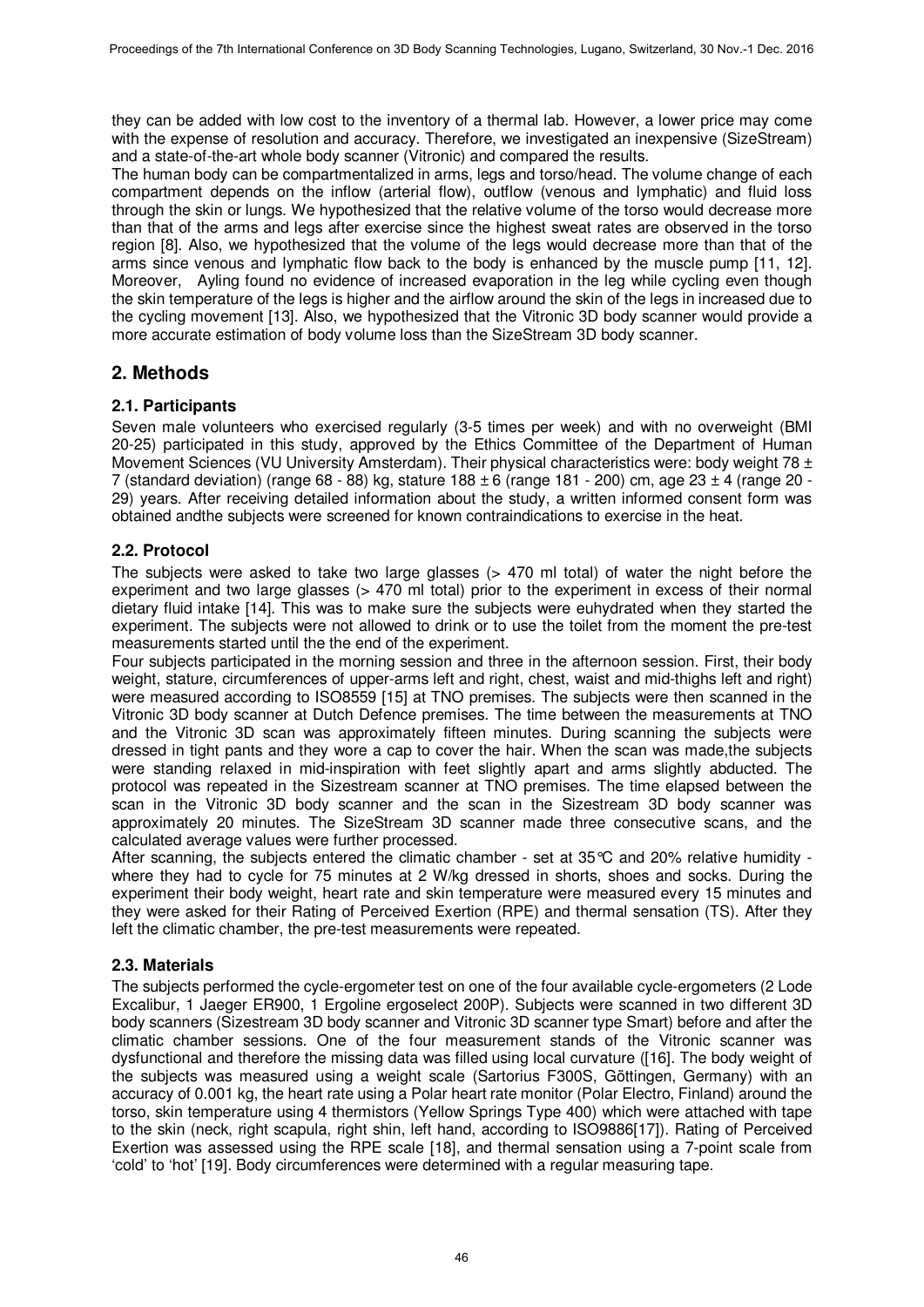they can be added with low cost to the inventory of a thermal lab. However, a lower price may come with the expense of resolution and accuracy. Therefore, we investigated an inexpensive (SizeStream) and a state-of-the-art whole body scanner (Vitronic) and compared the results.

The human body can be compartmentalized in arms, legs and torso/head. The volume change of each compartment depends on the inflow (arterial flow), outflow (venous and lymphatic) and fluid loss through the skin or lungs. We hypothesized that the relative volume of the torso would decrease more than that of the arms and legs after exercise since the highest sweat rates are observed in the torso region [8]. Also, we hypothesized that the volume of the legs would decrease more than that of the arms since venous and lymphatic flow back to the body is enhanced by the muscle pump [11, 12]. Moreover, Ayling found no evidence of increased evaporation in the leg while cycling even though the skin temperature of the legs is higher and the airflow around the skin of the legs in increased due to the cycling movement [13]. Also, we hypothesized that the Vitronic 3D body scanner would provide a more accurate estimation of body volume loss than the SizeStream 3D body scanner.

## 2. Methods

### 2.1. Participants

Seven male volunteers who exercised regularly (3-5 times per week) and with no overweight (BMI 20-25) participated in this study, approved by the Ethics Committee of the Department of Human Movement Sciences (VU University Amsterdam). Their physical characteristics were: body weight 78 ± 7 (standard deviation) (range 68 - 88) kg, stature 188 ± 6 (range 181 - 200) cm, age 23 ± 4 (range 20 - 29) years. After receiving detailed information about the study, a written informed consent form was obtained andthe subjects were screened for known contraindications to exercise in the heat.

### 2.2. Protocol

The subjects were asked to take two large glasses (> 470 ml total) of water the night before the experiment and two large glasses (> 470 ml total) prior to the experiment in excess of their normal dietary fluid intake [14]. This was to make sure the subjects were euhydrated when they started the experiment. The subjects were not allowed to drink or to use the toilet from the moment the pre-test measurements started until the the end of the experiment.

Four subjects participated in the morning session and three in the afternoon session. First, their body weight, stature, circumferences of upper-arms left and right, chest, waist and mid-thighs left and right) were measured according to ISO8559 [15] at TNO premises. The subjects were then scanned in the Vitronic 3D body scanner at Dutch Defence premises. The time between the measurements at TNO and the Vitronic 3D scan was approximately fifteen minutes. During scanning the subjects were dressed in tight pants and they wore a cap to cover the hair. When the scan was made,the subjects were standing relaxed in mid-inspiration with feet slightly apart and arms slightly abducted. The protocol was repeated in the Sizestream scanner at TNO premises. The time elapsed between the scan in the Vitronic 3D body scanner and the scan in the Sizestream 3D body scanner was approximately 20 minutes. The SizeStream 3D scanner made three consecutive scans, and the calculated average values were further processed.

After scanning, the subjects entered the climatic chamber - set at 35°C and 20% relative humidity - where they had to cycle for 75 minutes at 2 W/kg dressed in shorts, shoes and socks. During the experiment their body weight, heart rate and skin temperature were measured every 15 minutes and they were asked for their Rating of Perceived Exertion (RPE) and thermal sensation (TS). After they left the climatic chamber, the pre-test measurements were repeated.

### 2.3. Materials

The subjects performed the cycle-ergometer test on one of the four available cycle-ergometers (2 Lode Excalibur, 1 Jaeger ER900, 1 Ergoline ergoselect 200P). Subjects were scanned in two different 3D body scanners (Sizestream 3D body scanner and Vitronic 3D scanner type Smart) before and after the climatic chamber sessions. One of the four measurement stands of the Vitronic scanner was dysfunctional and therefore the missing data was filled using local curvature ([16]. The body weight of the subjects was measured using a weight scale (Sartorius F300S, Göttingen, Germany) with an accuracy of 0.001 kg, the heart rate using a Polar heart rate monitor (Polar Electro, Finland) around the torso, skin temperature using 4 thermistors (Yellow Springs Type 400) which were attached with tape to the skin (neck, right scapula, right shin, left hand, according to ISO9886[17]). Rating of Perceived Exertion was assessed using the RPE scale [18], and thermal sensation using a 7-point scale from 'cold' to 'hot' [19]. Body circumferences were determined with a regular measuring tape.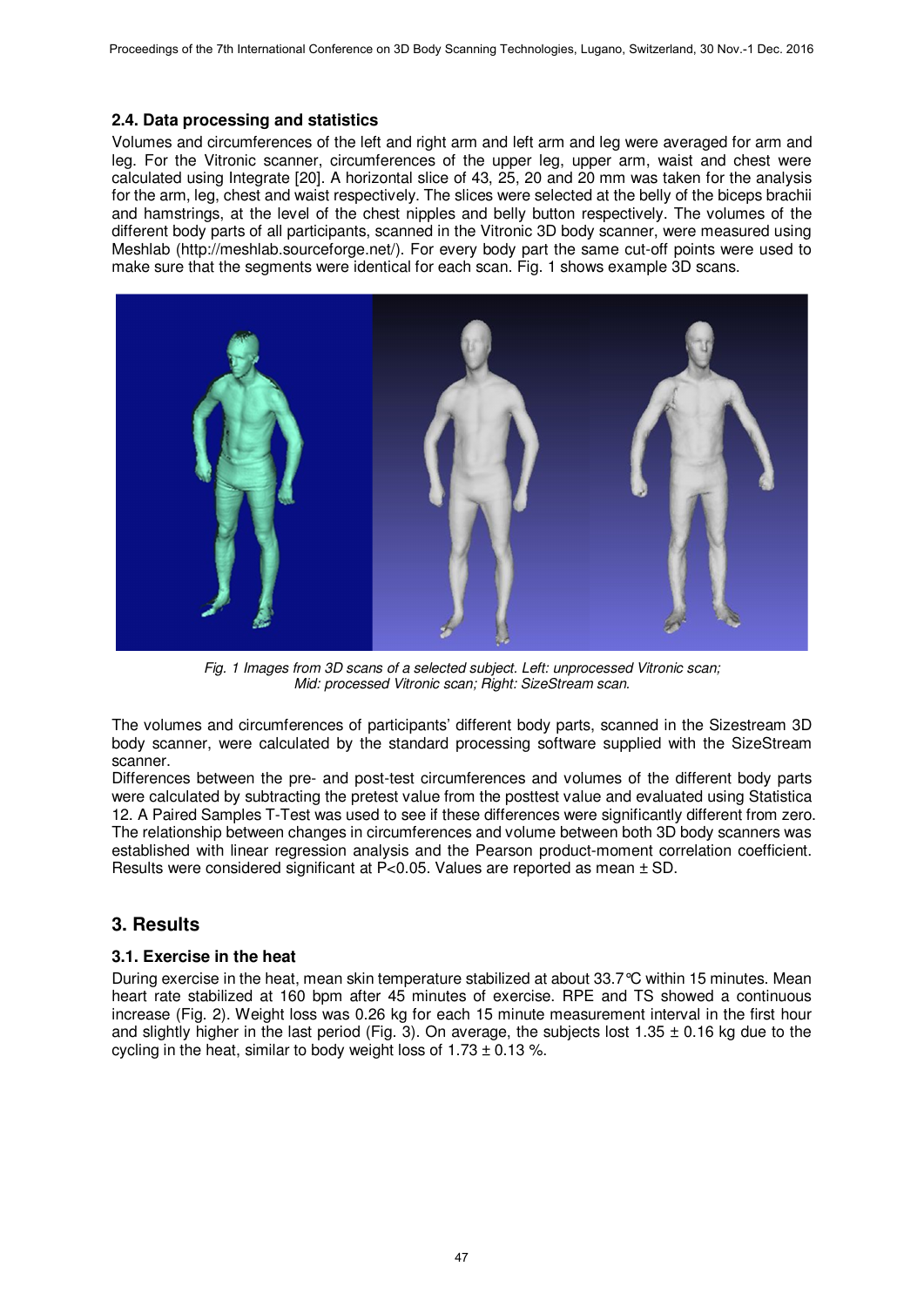### 2.4. Data processing and statistics

Volumes and circumferences of the left and right arm and left arm and leg were averaged for arm and leg. For the Vitronic scanner, circumferences of the upper leg, upper arm, waist and chest were calculated using Integrate [20]. A horizontal slice of 43, 25, 20 and 20 mm was taken for the analysis for the arm, leg, chest and waist respectively. The slices were selected at the belly of the biceps brachii and hamstrings, at the level of the chest nipples and belly button respectively. The volumes of the different body parts of all participants, scanned in the Vitronic 3D body scanner, were measured using Meshlab (http://meshlab.sourceforge.net/). For every body part the same cut-off points were used to make sure that the segments were identical for each scan. Fig. 1 shows example 3D scans.

*Fig. 1 Images from 3D scans of a selected subject. Left: unprocessed Vitronic scan; Mid: processed Vitronic scan; Right: SizeStream scan.*

The volumes and circumferences of participants' different body parts, scanned in the Sizestream 3D body scanner, were calculated by the standard processing software supplied with the SizeStream scanner.

Differences between the pre- and post-test circumferences and volumes of the different body parts were calculated by subtracting the pretest value from the posttest value and evaluated using Statistica 12. A Paired Samples T-Test was used to see if these differences were significantly different from zero. The relationship between changes in circumferences and volume between both 3D body scanners was established with linear regression analysis and the Pearson product-moment correlation coefficient. Results were considered significant at $P<0.05$. Values are reported as mean ± SD.

## 3. Results

### 3.1. Exercise in the heat

During exercise in the heat, mean skin temperature stabilized at about 33.7°C within 15 minutes. Mean heart rate stabilized at 160 bpm after 45 minutes of exercise. RPE and TS showed a continuous increase (Fig. 2). Weight loss was 0.26 kg for each 15 minute measurement interval in the first hour and slightly higher in the last period (Fig. 3). On average, the subjects lost 1.35 ± 0.16 kg due to the cycling in the heat, similar to body weight loss of 1.73 ± 0.13 %.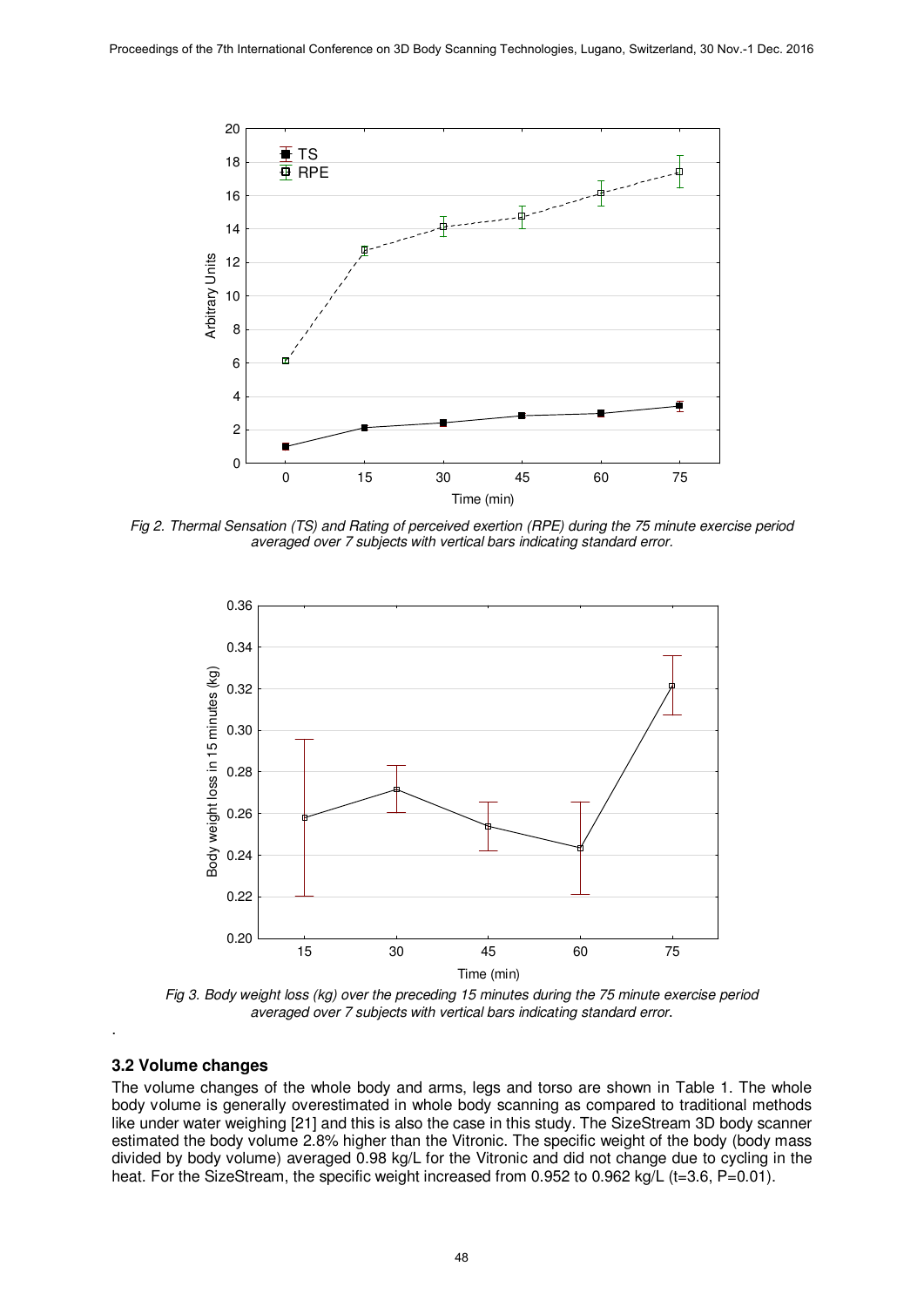Fig 2. Thermal Sensation (TS) and Rating of perceived exertion (RPE) during the 75 minute exercise period averaged over 7 subjects with vertical bars indicating standard error.

Fig 3. Body weight loss (kg) over the preceding 15 minutes during the 75 minute exercise period averaged over 7 subjects with vertical bars indicating standard error.

### 3.2 Volume changes

The volume changes of the whole body and arms, legs and torso are shown in Table 1. The whole body volume is generally overestimated in whole body scanning as compared to traditional methods like under water weighing [21] and this is also the case in this study. The SizeStream 3D body scanner estimated the body volume 2.8% higher than the Vitronic. The specific weight of the body (body mass divided by body volume) averaged 0.98 kg/L for the Vitronic and did not change due to cycling in the heat. For the SizeStream, the specific weight increased from 0.952 to 0.962 kg/L ($t=3.6$, $P=0.01$).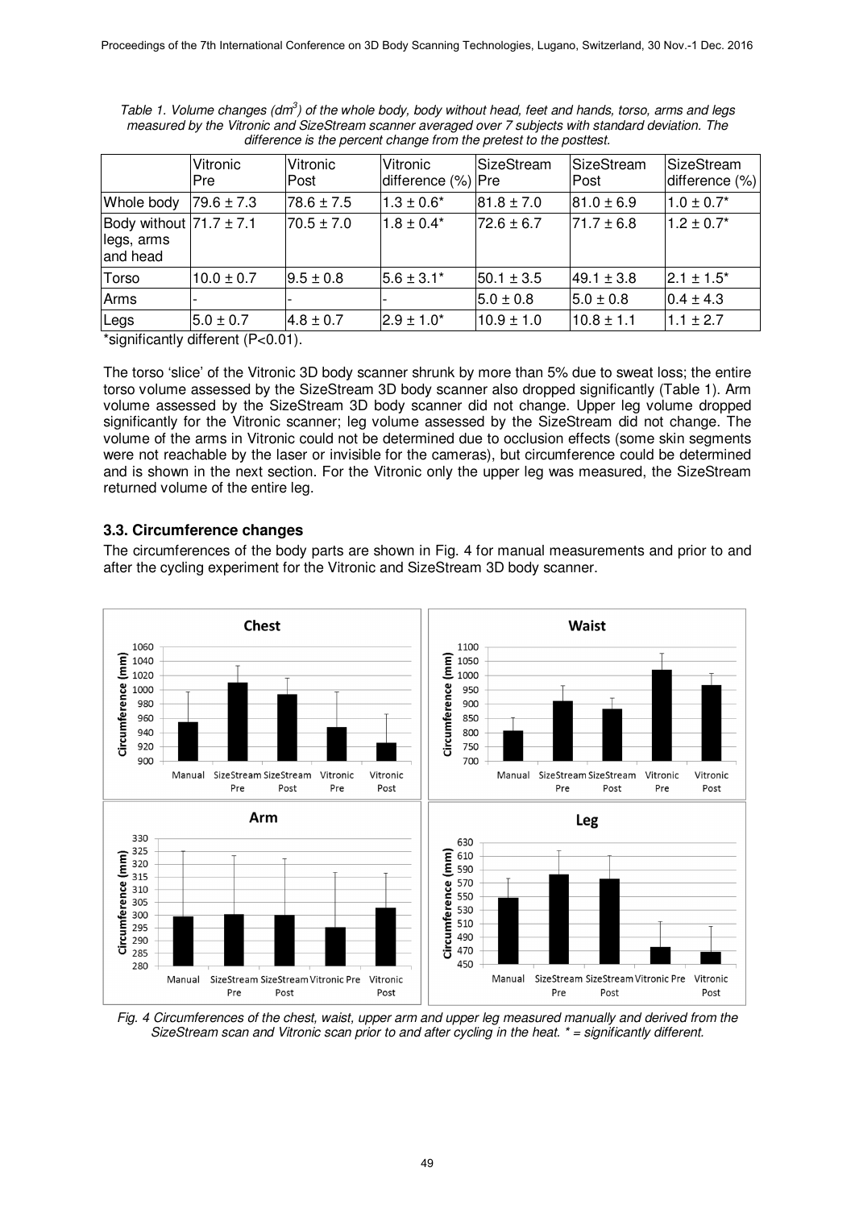*Table 1. Volume changes ($dm^3$) of the whole body, body without head, feet and hands, torso, arms and legs measured by the Vitronic and SizeStream scanner averaged over 7 subjects with standard deviation. The difference is the percent change from the pretest to the posttest.*

| | Vitronic Pre | Vitronic Post | Vitronic difference (%) | SizeStream Pre | SizeStream Post | SizeStream difference (%) |
|---|---|---|---|---|---|---|
| Whole body | 79.6 ± 7.3 | 78.6 ± 7.5 | 1.3 ± 0.6* | 81.8 ± 7.0 | 81.0 ± 6.9 | 1.0 ± 0.7* |
| Body without legs, arms and head | 71.7 ± 7.1 | 70.5 ± 7.0 | 1.8 ± 0.4* | 72.6 ± 6.7 | 71.7 ± 6.8 | 1.2 ± 0.7* |
| Torso | 10.0 ± 0.7 | 9.5 ± 0.8 | 5.6 ± 3.1* | 50.1 ± 3.5 | 49.1 ± 3.8 | 2.1 ± 1.5* |
| Arms | - | - | - | 5.0 ± 0.8 | 5.0 ± 0.8 | 0.4 ± 4.3 |
| Legs | 5.0 ± 0.7 | 4.8 ± 0.7 | 2.9 ± 1.0* | 10.9 ± 1.0 | 10.8 ± 1.1 | 1.1 ± 2.7 |

*significantly different ($P<0.01$).

The torso 'slice' of the Vitronic 3D body scanner shrunk by more than 5% due to sweat loss; the entire torso volume assessed by the SizeStream 3D body scanner also dropped significantly (Table 1). Arm volume assessed by the SizeStream 3D body scanner did not change. Upper leg volume dropped significantly for the Vitronic scanner; leg volume assessed by the SizeStream did not change. The volume of the arms in Vitronic could not be determined due to occlusion effects (some skin segments were not reachable by the laser or invisible for the cameras), but circumference could be determined and is shown in the next section. For the Vitronic only the upper leg was measured, the SizeStream returned volume of the entire leg.

### 3.3. Circumference changes

The circumferences of the body parts are shown in Fig. 4 for manual measurements and prior to and after the cycling experiment for the Vitronic and SizeStream 3D body scanner.

*Fig. 4 Circumferences of the chest, waist, upper arm and upper leg measured manually and derived from the SizeStream scan and Vitronic scan prior to and after cycling in the heat. * = significantly different.*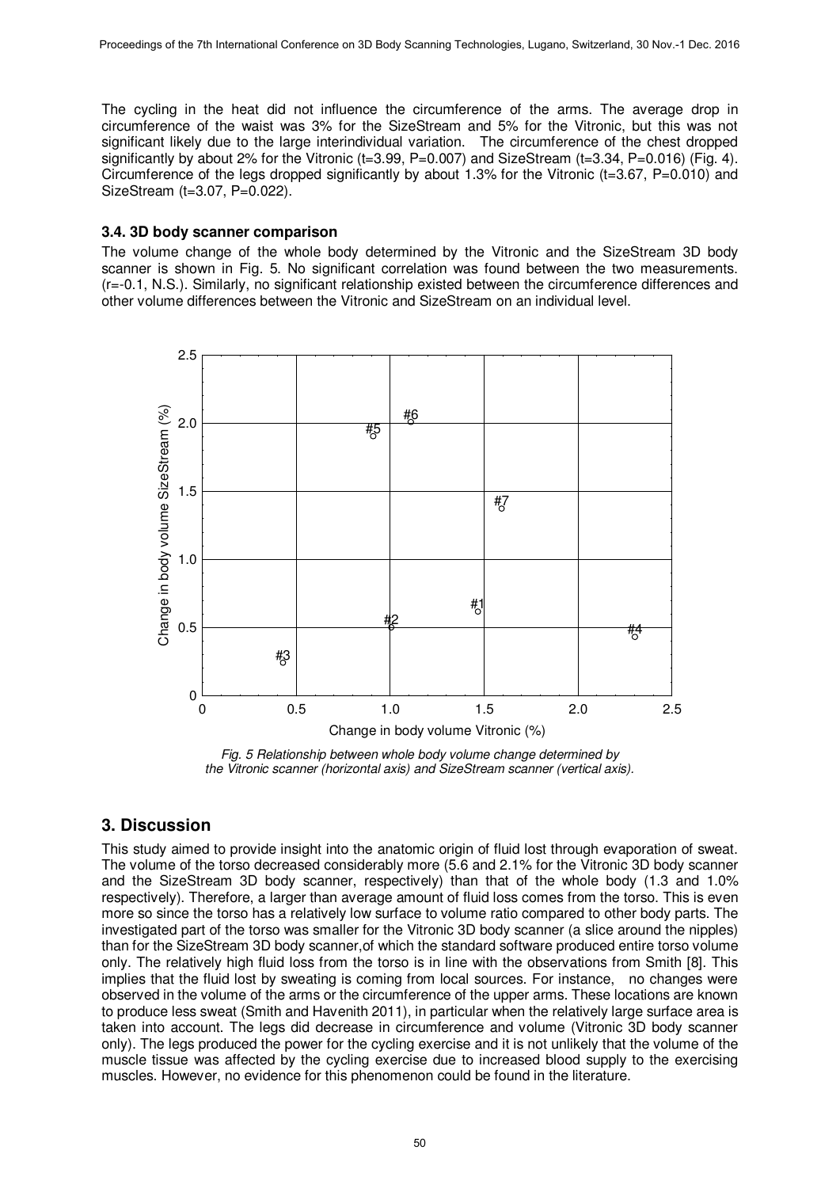The cycling in the heat did not influence the circumference of the arms. The average drop in circumference of the waist was 3% for the SizeStream and 5% for the Vitronic, but this was not significant likely due to the large interindividual variation. The circumference of the chest dropped significantly by about 2% for the Vitronic ($t=3.99$, $P=0.007$) and SizeStream ($t=3.34$, $P=0.016$) (Fig. 4). Circumference of the legs dropped significantly by about 1.3% for the Vitronic ($t=3.67$, $P=0.010$) and SizeStream ($t=3.07$, $P=0.022$).

### 3.4. 3D body scanner comparison

The volume change of the whole body determined by the Vitronic and the SizeStream 3D body scanner is shown in Fig. 5. No significant correlation was found between the two measurements. ($r=-0.1$, N.S.). Similarly, no significant relationship existed between the circumference differences and other volume differences between the Vitronic and SizeStream on an individual level.

*Fig. 5 Relationship between whole body volume change determined by the Vitronic scanner (horizontal axis) and SizeStream scanner (vertical axis).*

## 3. Discussion

This study aimed to provide insight into the anatomic origin of fluid lost through evaporation of sweat. The volume of the torso decreased considerably more (5.6 and 2.1% for the Vitronic 3D body scanner and the SizeStream 3D body scanner, respectively) than that of the whole body (1.3 and 1.0% respectively). Therefore, a larger than average amount of fluid loss comes from the torso. This is even more so since the torso has a relatively low surface to volume ratio compared to other body parts. The investigated part of the torso was smaller for the Vitronic 3D body scanner (a slice around the nipples) than for the SizeStream 3D body scanner,of which the standard software produced entire torso volume only. The relatively high fluid loss from the torso is in line with the observations from Smith [8]. This implies that the fluid lost by sweating is coming from local sources. For instance, no changes were observed in the volume of the arms or the circumference of the upper arms. These locations are known to produce less sweat (Smith and Havenith 2011), in particular when the relatively large surface area is taken into account. The legs did decrease in circumference and volume (Vitronic 3D body scanner only). The legs produced the power for the cycling exercise and it is not unlikely that the volume of the muscle tissue was affected by the cycling exercise due to increased blood supply to the exercising muscles. However, no evidence for this phenomenon could be found in the literature.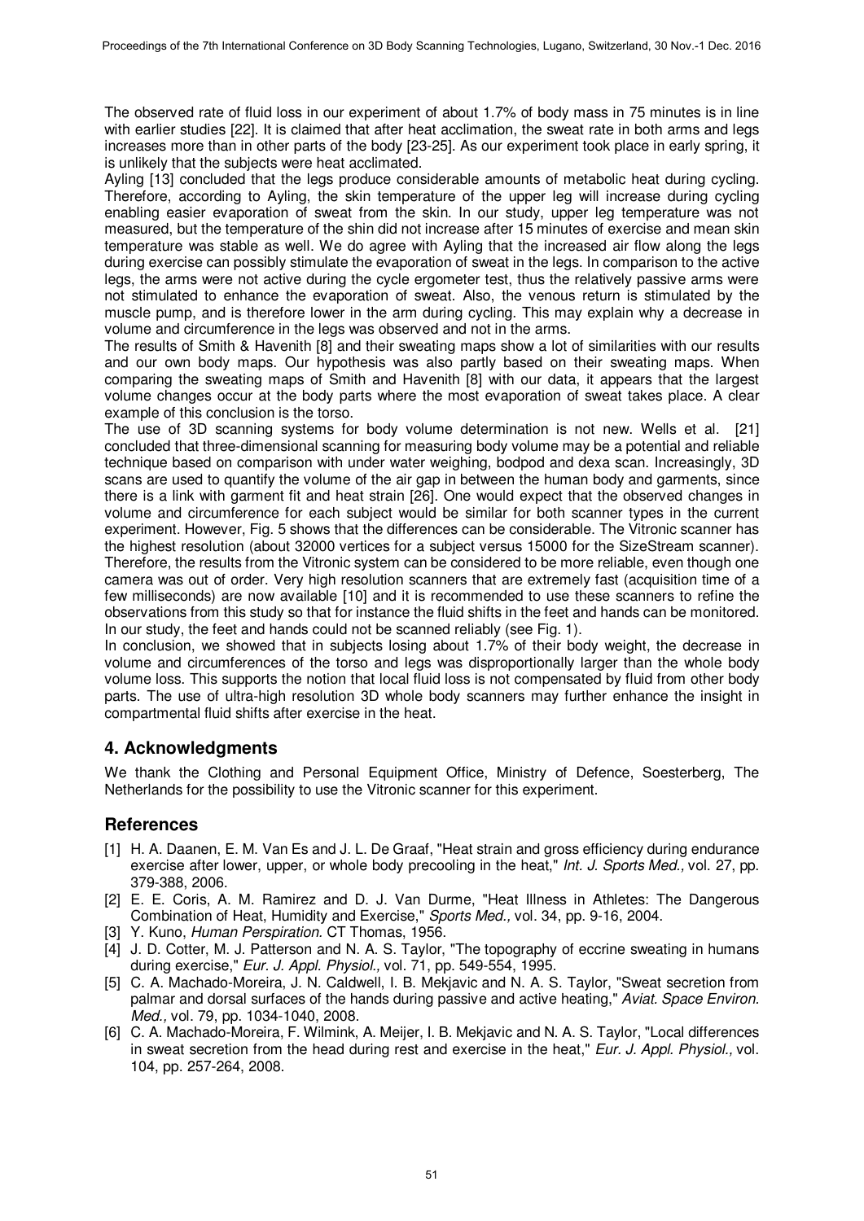The observed rate of fluid loss in our experiment of about 1.7% of body mass in 75 minutes is in line with earlier studies [22]. It is claimed that after heat acclimation, the sweat rate in both arms and legs increases more than in other parts of the body [23-25]. As our experiment took place in early spring, it is unlikely that the subjects were heat acclimated.

Ayling [13] concluded that the legs produce considerable amounts of metabolic heat during cycling. Therefore, according to Ayling, the skin temperature of the upper leg will increase during cycling enabling easier evaporation of sweat from the skin. In our study, upper leg temperature was not measured, but the temperature of the shin did not increase after 15 minutes of exercise and mean skin temperature was stable as well. We do agree with Ayling that the increased air flow along the legs during exercise can possibly stimulate the evaporation of sweat in the legs. In comparison to the active legs, the arms were not active during the cycle ergometer test, thus the relatively passive arms were not stimulated to enhance the evaporation of sweat. Also, the venous return is stimulated by the muscle pump, and is therefore lower in the arm during cycling. This may explain why a decrease in volume and circumference in the legs was observed and not in the arms.

The results of Smith & Havenith [8] and their sweating maps show a lot of similarities with our results and our own body maps. Our hypothesis was also partly based on their sweating maps. When comparing the sweating maps of Smith and Havenith [8] with our data, it appears that the largest volume changes occur at the body parts where the most evaporation of sweat takes place. A clear example of this conclusion is the torso.

The use of 3D scanning systems for body volume determination is not new. Wells et al. [21] concluded that three-dimensional scanning for measuring body volume may be a potential and reliable technique based on comparison with under water weighing, bodpod and dexa scan. Increasingly, 3D scans are used to quantify the volume of the air gap in between the human body and garments, since there is a link with garment fit and heat strain [26]. One would expect that the observed changes in volume and circumference for each subject would be similar for both scanner types in the current experiment. However, Fig. 5 shows that the differences can be considerable. The Vitronic scanner has the highest resolution (about 32000 vertices for a subject versus 15000 for the SizeStream scanner). Therefore, the results from the Vitronic system can be considered to be more reliable, even though one camera was out of order. Very high resolution scanners that are extremely fast (acquisition time of a few milliseconds) are now available [10] and it is recommended to use these scanners to refine the observations from this study so that for instance the fluid shifts in the feet and hands can be monitored. In our study, the feet and hands could not be scanned reliably (see Fig. 1).

In conclusion, we showed that in subjects losing about 1.7% of their body weight, the decrease in volume and circumferences of the torso and legs was disproportionally larger than the whole body volume loss. This supports the notion that local fluid loss is not compensated by fluid from other body parts. The use of ultra-high resolution 3D whole body scanners may further enhance the insight in compartmental fluid shifts after exercise in the heat.

## 4. Acknowledgments

We thank the Clothing and Personal Equipment Office, Ministry of Defence, Soesterberg, The Netherlands for the possibility to use the Vitronic scanner for this experiment.

## References

[1] H. A. Daanen, E. M. Van Es and J. L. De Graaf, "Heat strain and gross efficiency during endurance exercise after lower, upper, or whole body precooling in the heat," *Int. J. Sports Med.,* vol. 27, pp. 379-388, 2006.

[2] E. E. Coris, A. M. Ramirez and D. J. Van Durme, "Heat Illness in Athletes: The Dangerous Combination of Heat, Humidity and Exercise," *Sports Med.,* vol. 34, pp. 9-16, 2004.

[3] Y. Kuno, *Human Perspiration.* CT Thomas, 1956.

[4] J. D. Cotter, M. J. Patterson and N. A. S. Taylor, "The topography of eccrine sweating in humans during exercise," *Eur. J. Appl. Physiol.,* vol. 71, pp. 549-554, 1995.

[5] C. A. Machado-Moreira, J. N. Caldwell, I. B. Mekjavic and N. A. S. Taylor, "Sweat secretion from palmar and dorsal surfaces of the hands during passive and active heating," *Aviat. Space Environ. Med.,* vol. 79, pp. 1034-1040, 2008.

[6] C. A. Machado-Moreira, F. Wilmink, A. Meijer, I. B. Mekjavic and N. A. S. Taylor, "Local differences in sweat secretion from the head during rest and exercise in the heat," *Eur. J. Appl. Physiol.,* vol. 104, pp. 257-264, 2008.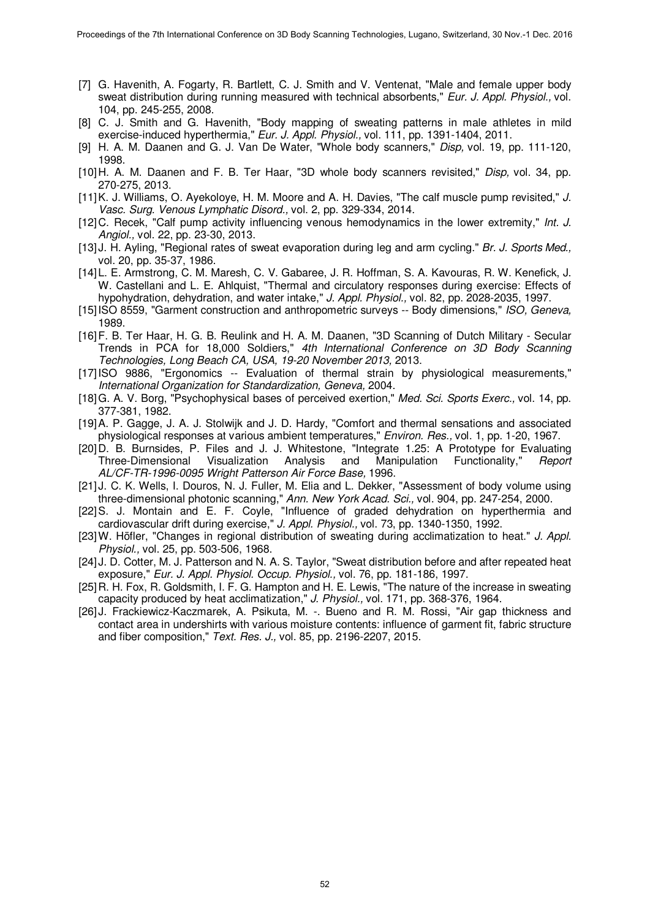[7] G. Havenith, A. Fogarty, R. Bartlett, C. J. Smith and V. Ventenat, "Male and female upper body sweat distribution during running measured with technical absorbents," *Eur. J. Appl. Physiol.,* vol. 104, pp. 245-255, 2008.

[8] C. J. Smith and G. Havenith, "Body mapping of sweating patterns in male athletes in mild exercise-induced hyperthermia," *Eur. J. Appl. Physiol.,* vol. 111, pp. 1391-1404, 2011.

[9] H. A. M. Daanen and G. J. Van De Water, "Whole body scanners," *Disp,* vol. 19, pp. 111-120, 1998.

[10] H. A. M. Daanen and F. B. Ter Haar, "3D whole body scanners revisited," *Disp,* vol. 34, pp. 270-275, 2013.

[11] K. J. Williams, O. Ayekoloye, H. M. Moore and A. H. Davies, "The calf muscle pump revisited," *J. Vasc. Surg. Venous Lymphatic Disord.,* vol. 2, pp. 329-334, 2014.

[12] C. Recek, "Calf pump activity influencing venous hemodynamics in the lower extremity," *Int. J. Angiol.,* vol. 22, pp. 23-30, 2013.

[13] J. H. Ayling, "Regional rates of sweat evaporation during leg and arm cycling." *Br. J. Sports Med.,* vol. 20, pp. 35-37, 1986.

[14] L. E. Armstrong, C. M. Maresh, C. V. Gabaree, J. R. Hoffman, S. A. Kavouras, R. W. Kenefick, J. W. Castellani and L. E. Ahlquist, "Thermal and circulatory responses during exercise: Effects of hypohydration, dehydration, and water intake," *J. Appl. Physiol.,* vol. 82, pp. 2028-2035, 1997.

[15] ISO 8559, "Garment construction and anthropometric surveys -- Body dimensions," *ISO, Geneva,* 1989.

[16] F. B. Ter Haar, H. G. B. Reulink and H. A. M. Daanen, "3D Scanning of Dutch Military - Secular Trends in PCA for 18,000 Soldiers," *4th International Conference on 3D Body Scanning Technologies, Long Beach CA, USA, 19-20 November 2013,* 2013.

[17] ISO 9886, "Ergonomics -- Evaluation of thermal strain by physiological measurements," *International Organization for Standardization, Geneva,* 2004.

[18] G. A. V. Borg, "Psychophysical bases of perceived exertion," *Med. Sci. Sports Exerc.,* vol. 14, pp. 377-381, 1982.

[19] A. P. Gagge, J. A. J. Stolwijk and J. D. Hardy, "Comfort and thermal sensations and associated physiological responses at various ambient temperatures," *Environ. Res.,* vol. 1, pp. 1-20, 1967.

[20] D. B. Burnsides, P. Files and J. J. Whitestone, "Integrate 1.25: A Prototype for Evaluating Three-Dimensional Visualization Analysis and Manipulation Functionality," *Report AL/CF-TR-1996-0095 Wright Patterson Air Force Base,* 1996.

[21] J. C. K. Wells, I. Douros, N. J. Fuller, M. Elia and L. Dekker, "Assessment of body volume using three-dimensional photonic scanning," *Ann. New York Acad. Sci.,* vol. 904, pp. 247-254, 2000.

[22] S. J. Montain and E. F. Coyle, "Influence of graded dehydration on hyperthermia and cardiovascular drift during exercise," *J. Appl. Physiol.,* vol. 73, pp. 1340-1350, 1992.

[23] W. Hőfler, "Changes in regional distribution of sweating during acclimatization to heat." *J. Appl. Physiol.,* vol. 25, pp. 503-506, 1968.

[24] J. D. Cotter, M. J. Patterson and N. A. S. Taylor, "Sweat distribution before and after repeated heat exposure," *Eur. J. Appl. Physiol. Occup. Physiol.,* vol. 76, pp. 181-186, 1997.

[25] R. H. Fox, R. Goldsmith, I. F. G. Hampton and H. E. Lewis, "The nature of the increase in sweating capacity produced by heat acclimatization," *J. Physiol.,* vol. 171, pp. 368-376, 1964.

[26] J. Frackiewicz-Kaczmarek, A. Psikuta, M. -. Bueno and R. M. Rossi, "Air gap thickness and contact area in undershirts with various moisture contents: influence of garment fit, fabric structure and fiber composition," *Text. Res. J.,* vol. 85, pp. 2196-2207, 2015.